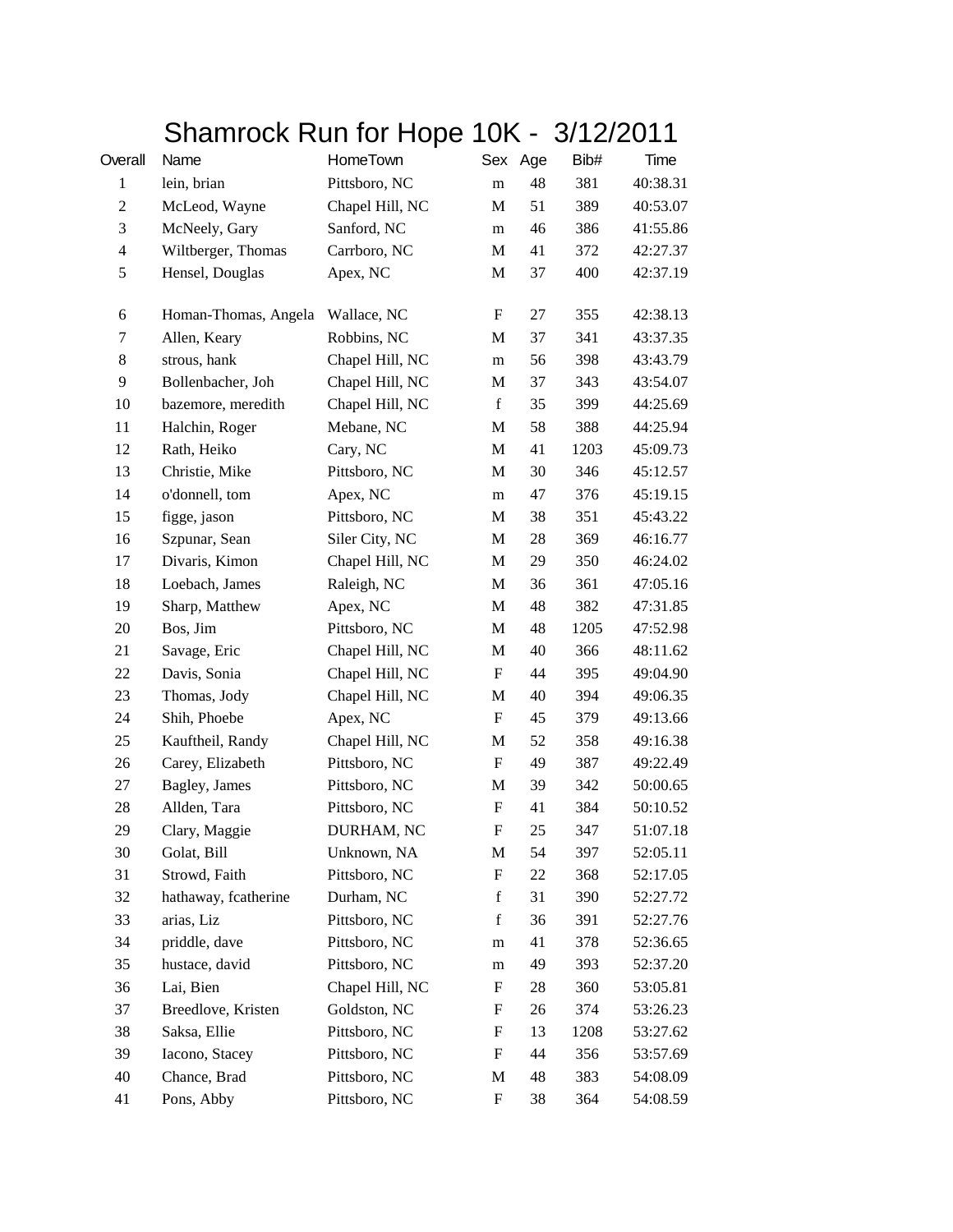# Shamrock Run for Hope 10K - 3/12/2011

| Overall | Name | HomeTown | Sex | Age | Bib# | Time |
|---|---|---|---|---|---|---|
| 1 | lein, brian | Pittsboro, NC | m | 48 | 381 | 40:38.31 |
| 2 | McLeod, Wayne | Chapel Hill, NC | M | 51 | 389 | 40:53.07 |
| 3 | McNeely, Gary | Sanford, NC | m | 46 | 386 | 41:55.86 |
| 4 | Wiltberger, Thomas | Carrboro, NC | M | 41 | 372 | 42:27.37 |
| 5 | Hensel, Douglas | Apex, NC | M | 37 | 400 | 42:37.19 |
| 6 | Homan-Thomas, Angela | Wallace, NC | F | 27 | 355 | 42:38.13 |
| 7 | Allen, Keary | Robbins, NC | M | 37 | 341 | 43:37.35 |
| 8 | strous, hank | Chapel Hill, NC | m | 56 | 398 | 43:43.79 |
| 9 | Bollenbacher, Joh | Chapel Hill, NC | M | 37 | 343 | 43:54.07 |
| 10 | bazemore, meredith | Chapel Hill, NC | f | 35 | 399 | 44:25.69 |
| 11 | Halchin, Roger | Mebane, NC | M | 58 | 388 | 44:25.94 |
| 12 | Rath, Heiko | Cary, NC | M | 41 | 1203 | 45:09.73 |
| 13 | Christie, Mike | Pittsboro, NC | M | 30 | 346 | 45:12.57 |
| 14 | o'donnell, tom | Apex, NC | m | 47 | 376 | 45:19.15 |
| 15 | figge, jason | Pittsboro, NC | M | 38 | 351 | 45:43.22 |
| 16 | Szpunar, Sean | Siler City, NC | M | 28 | 369 | 46:16.77 |
| 17 | Divaris, Kimon | Chapel Hill, NC | M | 29 | 350 | 46:24.02 |
| 18 | Loebach, James | Raleigh, NC | M | 36 | 361 | 47:05.16 |
| 19 | Sharp, Matthew | Apex, NC | M | 48 | 382 | 47:31.85 |
| 20 | Bos, Jim | Pittsboro, NC | M | 48 | 1205 | 47:52.98 |
| 21 | Savage, Eric | Chapel Hill, NC | M | 40 | 366 | 48:11.62 |
| 22 | Davis, Sonia | Chapel Hill, NC | F | 44 | 395 | 49:04.90 |
| 23 | Thomas, Jody | Chapel Hill, NC | M | 40 | 394 | 49:06.35 |
| 24 | Shih, Phoebe | Apex, NC | F | 45 | 379 | 49:13.66 |
| 25 | Kauftheil, Randy | Chapel Hill, NC | M | 52 | 358 | 49:16.38 |
| 26 | Carey, Elizabeth | Pittsboro, NC | F | 49 | 387 | 49:22.49 |
| 27 | Bagley, James | Pittsboro, NC | M | 39 | 342 | 50:00.65 |
| 28 | Allden, Tara | Pittsboro, NC | F | 41 | 384 | 50:10.52 |
| 29 | Clary, Maggie | DURHAM, NC | F | 25 | 347 | 51:07.18 |
| 30 | Golat, Bill | Unknown, NA | M | 54 | 397 | 52:05.11 |
| 31 | Strowd, Faith | Pittsboro, NC | F | 22 | 368 | 52:17.05 |
| 32 | hathaway, fcatherine | Durham, NC | f | 31 | 390 | 52:27.72 |
| 33 | arias, Liz | Pittsboro, NC | f | 36 | 391 | 52:27.76 |
| 34 | priddle, dave | Pittsboro, NC | m | 41 | 378 | 52:36.65 |
| 35 | hustace, david | Pittsboro, NC | m | 49 | 393 | 52:37.20 |
| 36 | Lai, Bien | Chapel Hill, NC | F | 28 | 360 | 53:05.81 |
| 37 | Breedlove, Kristen | Goldston, NC | F | 26 | 374 | 53:26.23 |
| 38 | Saksa, Ellie | Pittsboro, NC | F | 13 | 1208 | 53:27.62 |
| 39 | Iacono, Stacey | Pittsboro, NC | F | 44 | 356 | 53:57.69 |
| 40 | Chance, Brad | Pittsboro, NC | M | 48 | 383 | 54:08.09 |
| 41 | Pons, Abby | Pittsboro, NC | F | 38 | 364 | 54:08.59 |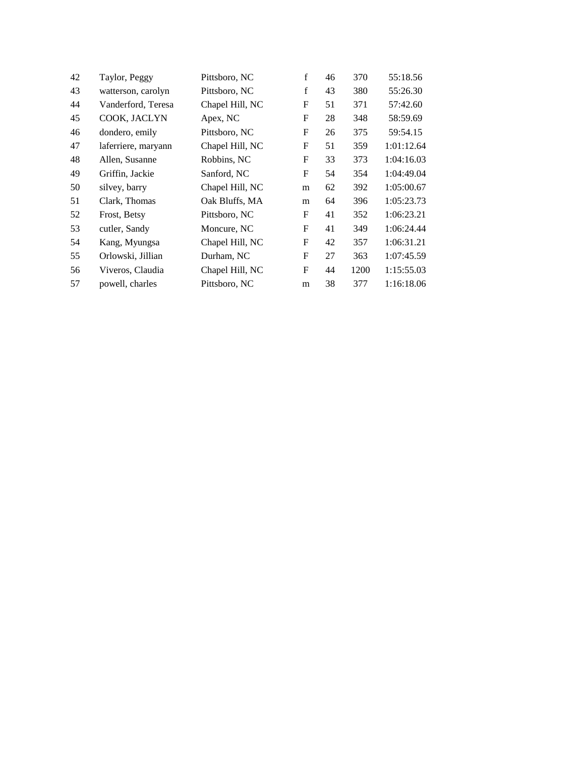| | | | | | | |
|---|---|---|---|---|---|---|
| 42 | Taylor, Peggy | Pittsboro, NC | f | 46 | 370 | 55:18.56 |
| 43 | watterson, carolyn | Pittsboro, NC | f | 43 | 380 | 55:26.30 |
| 44 | Vanderford, Teresa | Chapel Hill, NC | F | 51 | 371 | 57:42.60 |
| 45 | COOK, JACLYN | Apex, NC | F | 28 | 348 | 58:59.69 |
| 46 | dondero, emily | Pittsboro, NC | F | 26 | 375 | 59:54.15 |
| 47 | laferriere, maryann | Chapel Hill, NC | F | 51 | 359 | 1:01:12.64 |
| 48 | Allen, Susanne | Robbins, NC | F | 33 | 373 | 1:04:16.03 |
| 49 | Griffin, Jackie | Sanford, NC | F | 54 | 354 | 1:04:49.04 |
| 50 | silvey, barry | Chapel Hill, NC | m | 62 | 392 | 1:05:00.67 |
| 51 | Clark, Thomas | Oak Bluffs, MA | m | 64 | 396 | 1:05:23.73 |
| 52 | Frost, Betsy | Pittsboro, NC | F | 41 | 352 | 1:06:23.21 |
| 53 | cutler, Sandy | Moncure, NC | F | 41 | 349 | 1:06:24.44 |
| 54 | Kang, Myungsa | Chapel Hill, NC | F | 42 | 357 | 1:06:31.21 |
| 55 | Orlowski, Jillian | Durham, NC | F | 27 | 363 | 1:07:45.59 |
| 56 | Viveros, Claudia | Chapel Hill, NC | F | 44 | 1200 | 1:15:55.03 |
| 57 | powell, charles | Pittsboro, NC | m | 38 | 377 | 1:16:18.06 |